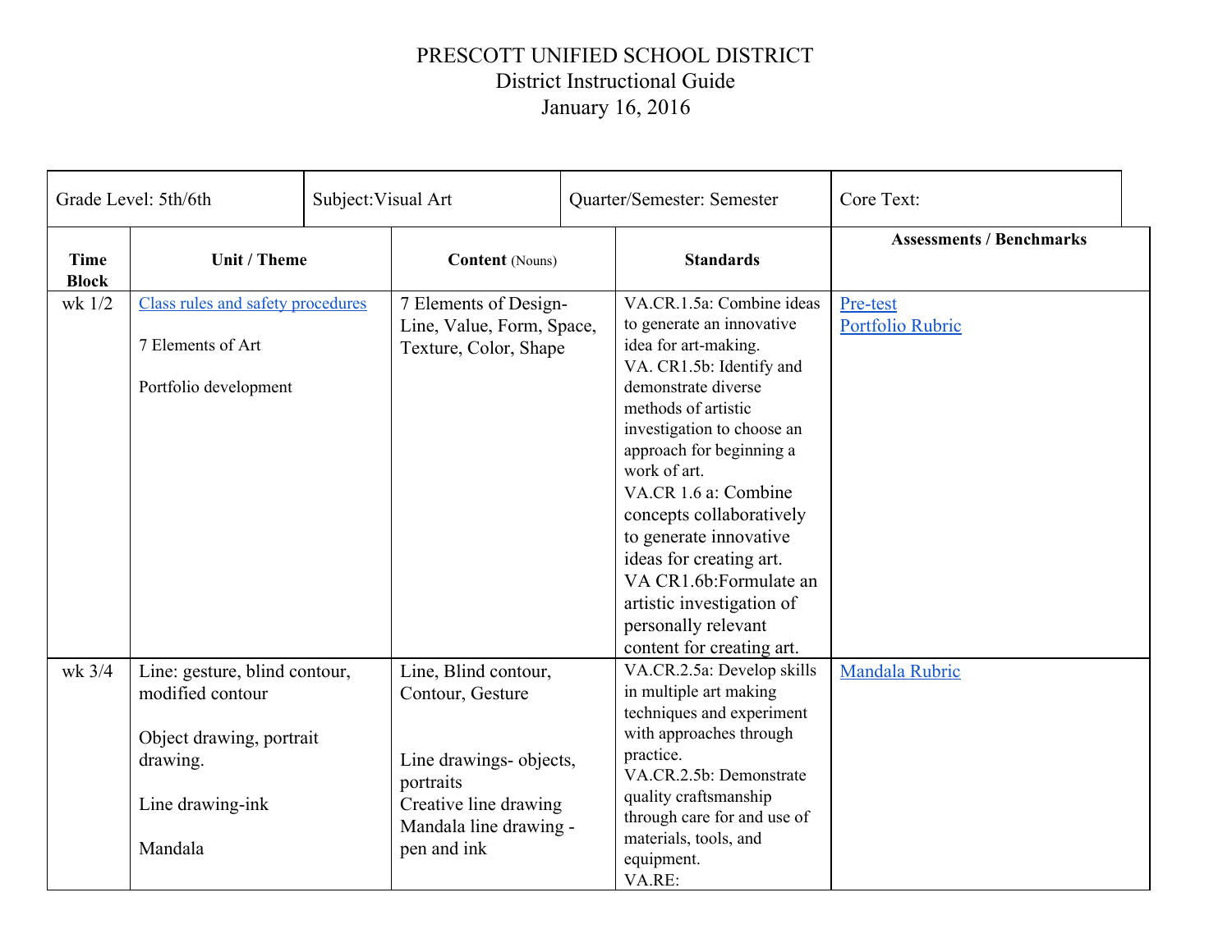# PRESCOTT UNIFIED SCHOOL DISTRICT

District Instructional Guide

January 16, 2016

| Grade Level: 5th/6th | Subject:Visual Art | Quarter/Semester: Semester | Core Text: |
|---|---|---|---|

| Time Block | Unit / Theme | Content (Nouns) | Standards | Assessments / Benchmarks |
|---|---|---|---|---|
| wk 1/2 | Class rules and safety procedures<br><br>7 Elements of Art<br><br>Portfolio development | 7 Elements of Design- Line, Value, Form, Space, Texture, Color, Shape | VA.CR.1.5a: Combine ideas to generate an innovative idea for art-making.<br>VA. CR1.5b: Identify and demonstrate diverse methods of artistic investigation to choose an approach for beginning a work of art.<br>VA.CR 1.6 a: Combine concepts collaboratively to generate innovative ideas for creating art.<br>VA CR1.6b:Formulate an artistic investigation of personally relevant content for creating art. | Pre-test<br>Portfolio Rubric |
| wk 3/4 | Line: gesture, blind contour, modified contour<br><br>Object drawing, portrait drawing.<br><br>Line drawing-ink<br><br>Mandala | Line, Blind contour, Contour, Gesture<br><br>Line drawings- objects, portraits<br>Creative line drawing<br>Mandala line drawing - pen and ink | VA.CR.2.5a: Develop skills in multiple art making techniques and experiment with approaches through practice.<br>VA.CR.2.5b: Demonstrate quality craftsmanship through care for and use of materials, tools, and equipment.<br>VA.RE: | Mandala Rubric |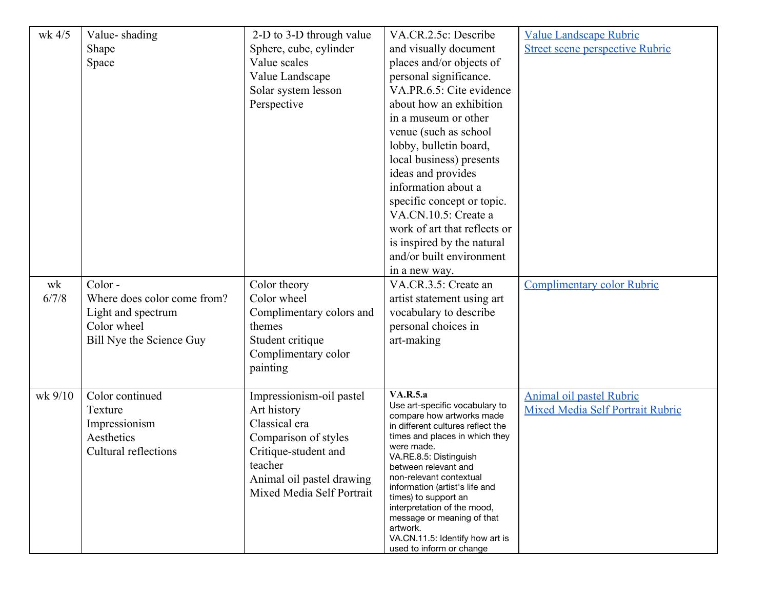| wk 4/5 | Value- shading<br>Shape<br>Space | 2-D to 3-D through value<br>Sphere, cube, cylinder<br>Value scales<br>Value Landscape<br>Solar system lesson<br>Perspective | VA.CR.2.5c: Describe and visually document places and/or objects of personal significance.<br>VA.PR.6.5: Cite evidence about how an exhibition in a museum or other venue (such as school lobby, bulletin board, local business) presents ideas and provides information about a specific concept or topic.<br>VA.CN.10.5: Create a work of art that reflects or is inspired by the natural and/or built environment in a new way. | Value Landscape Rubric<br>Street scene perspective Rubric |
|---|---|---|---|---|
| wk 6/7/8 | Color -<br>Where does color come from?<br>Light and spectrum<br>Color wheel<br>Bill Nye the Science Guy | Color theory<br>Color wheel<br>Complimentary colors and themes<br>Student critique<br>Complimentary color painting | VA.CR.3.5: Create an artist statement using art vocabulary to describe personal choices in art-making | Complimentary color Rubric |
| wk 9/10 | Color continued<br>Texture<br>Impressionism<br>Aesthetics<br>Cultural reflections | Impressionism-oil pastel<br>Art history<br>Classical era<br>Comparison of styles<br>Critique-student and teacher<br>Animal oil pastel drawing<br>Mixed Media Self Portrait | **VA.R.5.a**<br>Use art-specific vocabulary to compare how artworks made in different cultures reflect the times and places in which they were made.<br>VA.RE.8.5: Distinguish between relevant and non-relevant contextual information (artist's life and times) to support an interpretation of the mood, message or meaning of that artwork.<br>VA.CN.11.5: Identify how art is used to inform or change | Animal oil pastel Rubric<br>Mixed Media Self Portrait Rubric |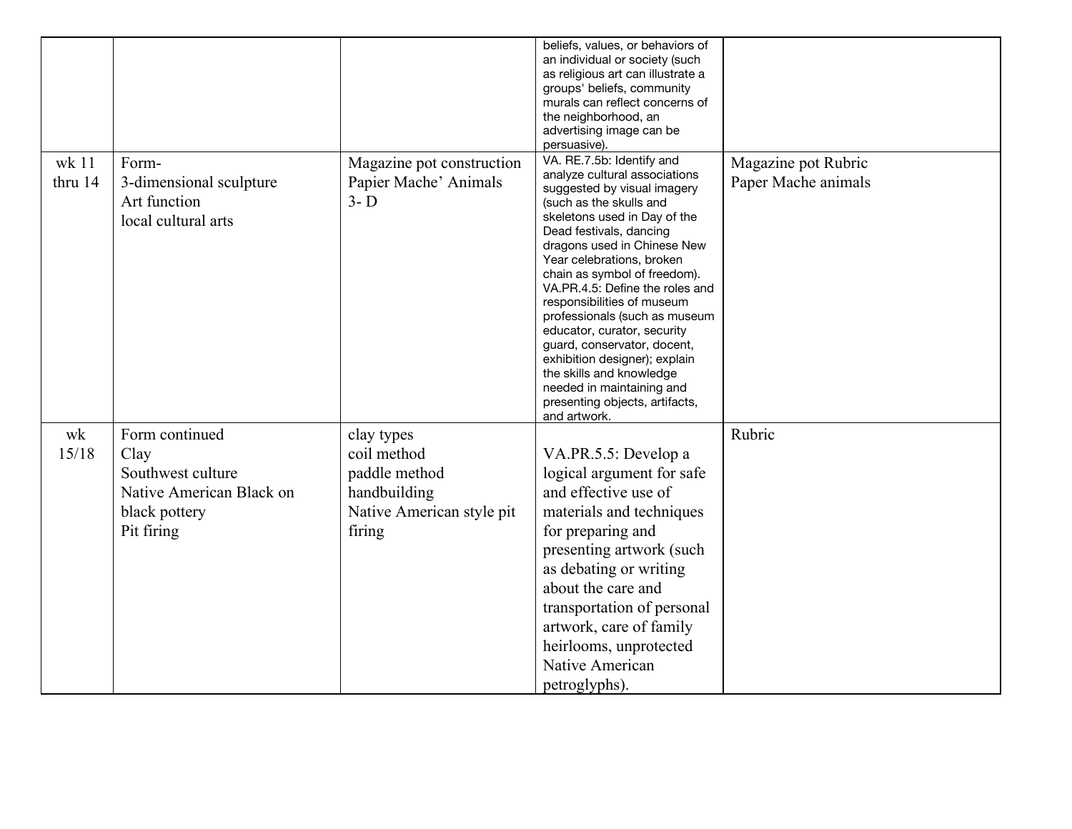| | | | | |
|---|---|---|---|---|
| | | | beliefs, values, or behaviors of an individual or society (such as religious art can illustrate a groups' beliefs, community murals can reflect concerns of the neighborhood, an advertising image can be persuasive). | |
| wk 11 thru 14 | Form-<br>3-dimensional sculpture<br>Art function<br>local cultural arts | Magazine pot construction<br>Papier Mache' Animals<br>3- D | VA. RE.7.5b: Identify and analyze cultural associations suggested by visual imagery (such as the skulls and skeletons used in Day of the Dead festivals, dancing dragons used in Chinese New Year celebrations, broken chain as symbol of freedom).<br>VA.PR.4.5: Define the roles and responsibilities of museum professionals (such as museum educator, curator, security guard, conservator, docent, exhibition designer); explain the skills and knowledge needed in maintaining and presenting objects, artifacts, and artwork. | Magazine pot Rubric<br>Paper Mache animals |
| wk 15/18 | Form continued<br>Clay<br>Southwest culture<br>Native American Black on black pottery<br>Pit firing | clay types<br>coil method<br>paddle method<br>handbuilding<br>Native American style pit firing | VA.PR.5.5: Develop a logical argument for safe and effective use of materials and techniques for preparing and presenting artwork (such as debating or writing about the care and transportation of personal artwork, care of family heirlooms, unprotected Native American petroglyphs). | Rubric |